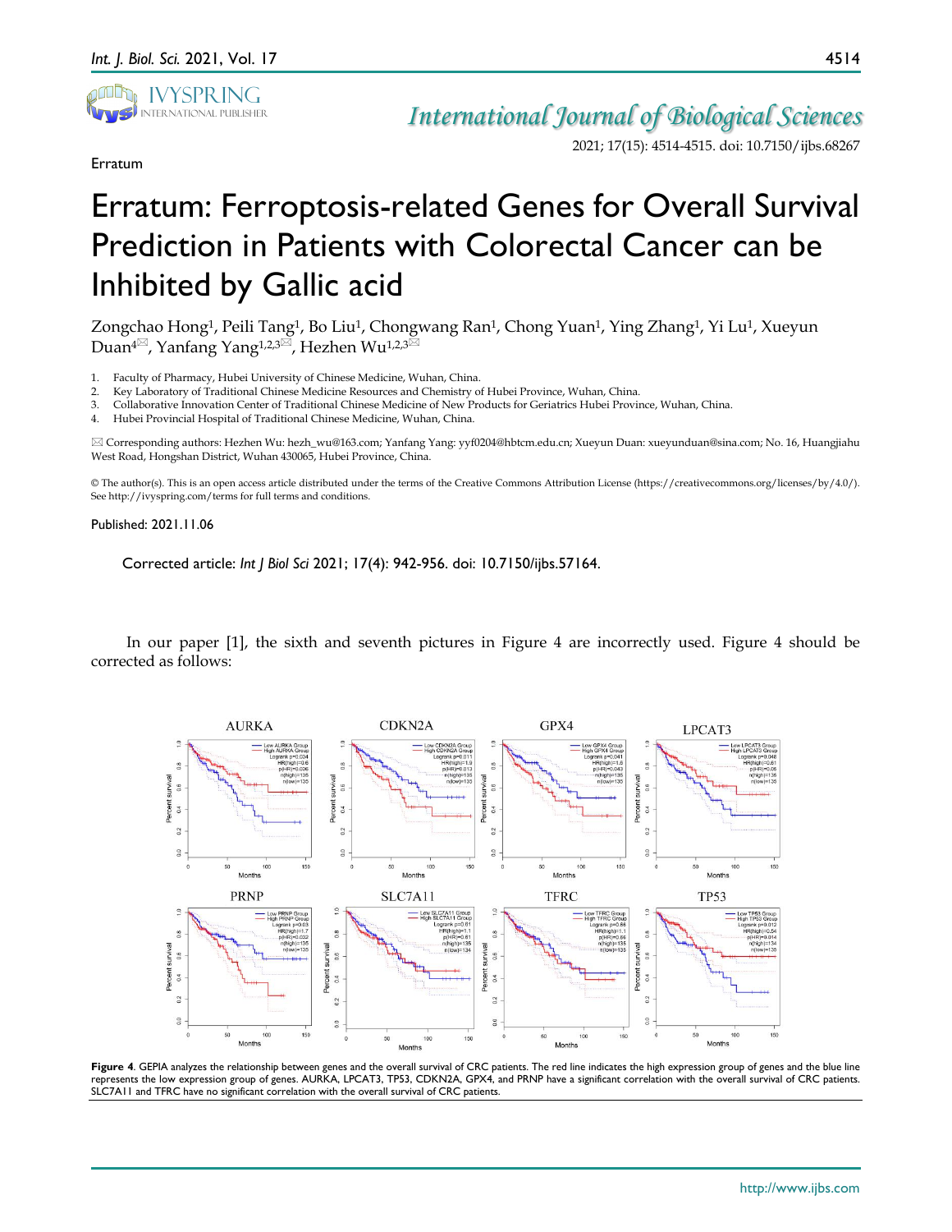Erratum

# Erratum: Ferroptosis-related Genes for Overall Survival Prediction in Patients with Colorectal Cancer can be Inhibited by Gallic acid

Zongchao Hong[1], Peili Tang[1], Bo Liu[1], Chongwang Ran[1], Chong Yuan[1], Ying Zhang[1], Yi Lu[1], Xueyun Duan[4]✉, Yanfang Yang[1,2,3]✉, Hezhen Wu[1,2,3]✉

1. Faculty of Pharmacy, Hubei University of Chinese Medicine, Wuhan, China.
2. Key Laboratory of Traditional Chinese Medicine Resources and Chemistry of Hubei Province, Wuhan, China.
3. Collaborative Innovation Center of Traditional Chinese Medicine of New Products for Geriatrics Hubei Province, Wuhan, China.
4. Hubei Provincial Hospital of Traditional Chinese Medicine, Wuhan, China.

✉ Corresponding authors: Hezhen Wu: hezh_wu@163.com; Yanfang Yang: yyf0204@hbtcm.edu.cn; Xueyun Duan: xueyunduan@sina.com; No. 16, Huangjiahu West Road, Hongshan District, Wuhan 430065, Hubei Province, China.

© The author(s). This is an open access article distributed under the terms of the Creative Commons Attribution License (https://creativecommons.org/licenses/by/4.0/). See http://ivyspring.com/terms for full terms and conditions.

Published: 2021.11.06

Corrected article: *Int J Biol Sci* 2021; 17(4): 942-956. doi: 10.7150/ijbs.57164.

In our paper [1], the sixth and seventh pictures in Figure 4 are incorrectly used. Figure 4 should be corrected as follows:

**Figure 4**. GEPIA analyzes the relationship between genes and the overall survival of CRC patients. The red line indicates the high expression group of genes and the blue line represents the low expression group of genes. AURKA, LPCAT3, TP53, CDKN2A, GPX4, and PRNP have a significant correlation with the overall survival of CRC patients. SLC7A11 and TFRC have no significant correlation with the overall survival of CRC patients.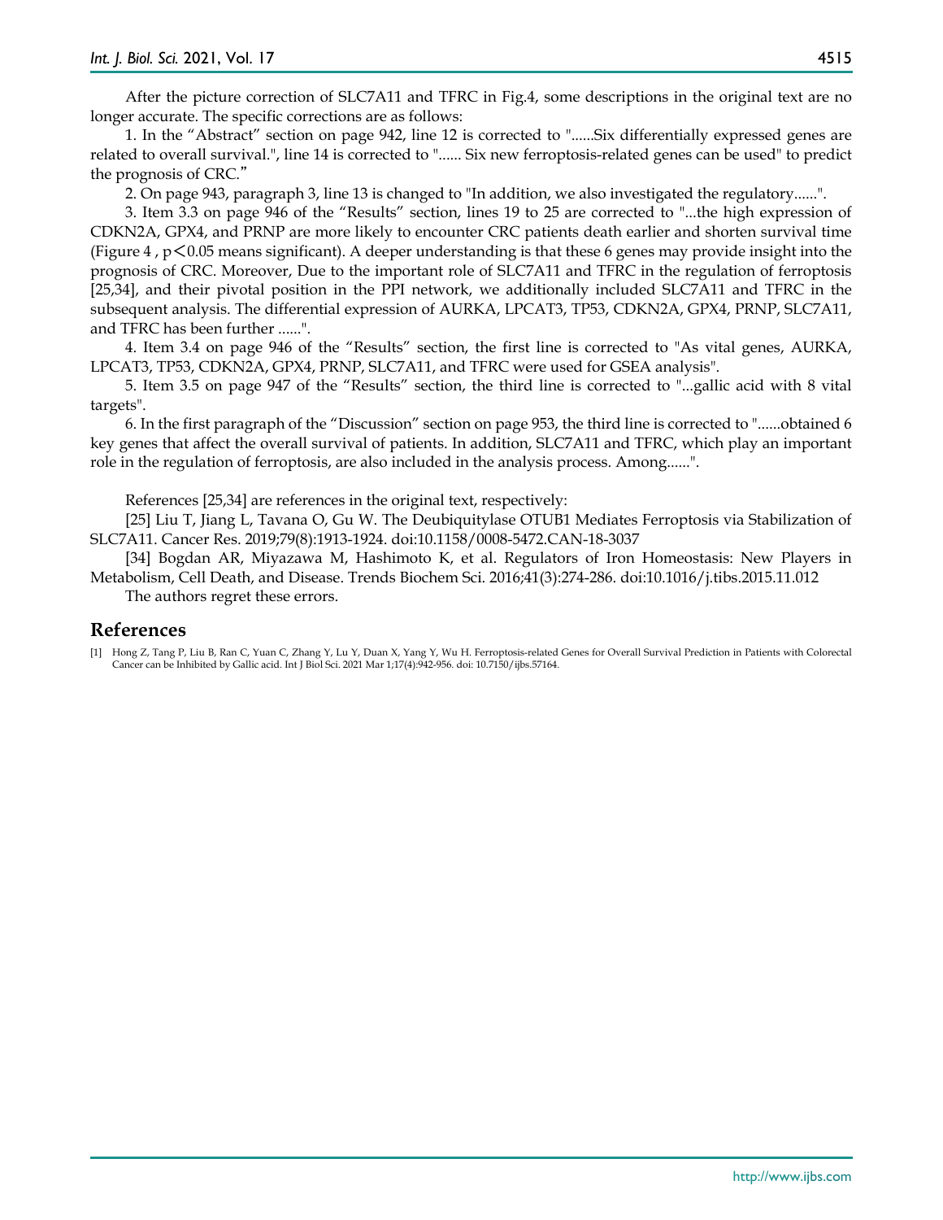After the picture correction of SLC7A11 and TFRC in Fig.4, some descriptions in the original text are no longer accurate. The specific corrections are as follows:

1. In the "Abstract" section on page 942, line 12 is corrected to "......Six differentially expressed genes are related to overall survival.", line 14 is corrected to "...... Six new ferroptosis-related genes can be used" to predict the prognosis of CRC."

2. On page 943, paragraph 3, line 13 is changed to "In addition, we also investigated the regulatory......".

3. Item 3.3 on page 946 of the "Results" section, lines 19 to 25 are corrected to "...the high expression of CDKN2A, GPX4, and PRNP are more likely to encounter CRC patients death earlier and shorten survival time (Figure 4 , $p < 0.05$ means significant). A deeper understanding is that these 6 genes may provide insight into the prognosis of CRC. Moreover, Due to the important role of SLC7A11 and TFRC in the regulation of ferroptosis [25,34], and their pivotal position in the PPI network, we additionally included SLC7A11 and TFRC in the subsequent analysis. The differential expression of AURKA, LPCAT3, TP53, CDKN2A, GPX4, PRNP, SLC7A11, and TFRC has been further ......".

4. Item 3.4 on page 946 of the "Results" section, the first line is corrected to "As vital genes, AURKA, LPCAT3, TP53, CDKN2A, GPX4, PRNP, SLC7A11, and TFRC were used for GSEA analysis".

5. Item 3.5 on page 947 of the "Results" section, the third line is corrected to "...gallic acid with 8 vital targets".

6. In the first paragraph of the "Discussion" section on page 953, the third line is corrected to "......obtained 6 key genes that affect the overall survival of patients. In addition, SLC7A11 and TFRC, which play an important role in the regulation of ferroptosis, are also included in the analysis process. Among......".

References [25,34] are references in the original text, respectively:

[25] Liu T, Jiang L, Tavana O, Gu W. The Deubiquitylase OTUB1 Mediates Ferroptosis via Stabilization of SLC7A11. Cancer Res. 2019;79(8):1913-1924. doi:10.1158/0008-5472.CAN-18-3037

[34] Bogdan AR, Miyazawa M, Hashimoto K, et al. Regulators of Iron Homeostasis: New Players in Metabolism, Cell Death, and Disease. Trends Biochem Sci. 2016;41(3):274-286. doi:10.1016/j.tibs.2015.11.012

The authors regret these errors.

## References

[1] Hong Z, Tang P, Liu B, Ran C, Yuan C, Zhang Y, Lu Y, Duan X, Yang Y, Wu H. Ferroptosis-related Genes for Overall Survival Prediction in Patients with Colorectal Cancer can be Inhibited by Gallic acid. Int J Biol Sci. 2021 Mar 1;17(4):942-956. doi: 10.7150/ijbs.57164.